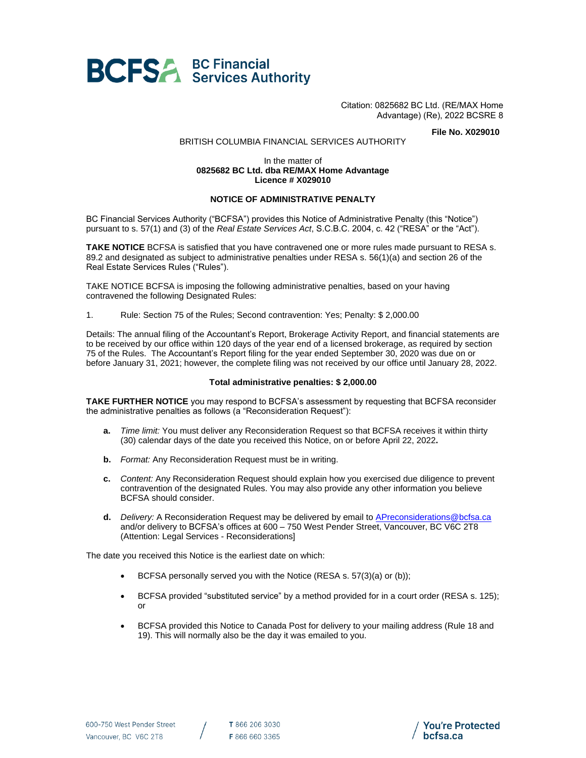BCFSA BC Financial Services Authority

Citation: 0825682 BC Ltd. (RE/MAX Home Advantage) (Re), 2022 BCSRE 8

**File No. X029010**

BRITISH COLUMBIA FINANCIAL SERVICES AUTHORITY

In the matter of
**0825682 BC Ltd. dba RE/MAX Home Advantage**
**Licence # X029010**

## NOTICE OF ADMINISTRATIVE PENALTY

BC Financial Services Authority ("BCFSA") provides this Notice of Administrative Penalty (this "Notice") pursuant to s. 57(1) and (3) of the *Real Estate Services Act*, S.C.B.C. 2004, c. 42 ("RESA" or the "Act").

**TAKE NOTICE** BCFSA is satisfied that you have contravened one or more rules made pursuant to RESA s. 89.2 and designated as subject to administrative penalties under RESA s. 56(1)(a) and section 26 of the Real Estate Services Rules ("Rules").

TAKE NOTICE BCFSA is imposing the following administrative penalties, based on your having contravened the following Designated Rules:

1. Rule: Section 75 of the Rules; Second contravention: Yes; Penalty: $ 2,000.00

Details: The annual filing of the Accountant's Report, Brokerage Activity Report, and financial statements are to be received by our office within 120 days of the year end of a licensed brokerage, as required by section 75 of the Rules. The Accountant's Report filing for the year ended September 30, 2020 was due on or before January 31, 2021; however, the complete filing was not received by our office until January 28, 2022.

**Total administrative penalties: $ 2,000.00**

**TAKE FURTHER NOTICE** you may respond to BCFSA's assessment by requesting that BCFSA reconsider the administrative penalties as follows (a "Reconsideration Request"):

**a.** *Time limit:* You must deliver any Reconsideration Request so that BCFSA receives it within thirty (30) calendar days of the date you received this Notice, on or before April 22, 2022**.**

**b.** *Format:* Any Reconsideration Request must be in writing.

**c.** *Content:* Any Reconsideration Request should explain how you exercised due diligence to prevent contravention of the designated Rules. You may also provide any other information you believe BCFSA should consider.

**d.** *Delivery:* A Reconsideration Request may be delivered by email to APreconsiderations@bcfsa.ca and/or delivery to BCFSA's offices at 600 – 750 West Pender Street, Vancouver, BC V6C 2T8 (Attention: Legal Services - Reconsiderations]

The date you received this Notice is the earliest date on which:

- BCFSA personally served you with the Notice (RESA s. 57(3)(a) or (b));
- BCFSA provided "substituted service" by a method provided for in a court order (RESA s. 125); or
- BCFSA provided this Notice to Canada Post for delivery to your mailing address (Rule 18 and 19). This will normally also be the day it was emailed to you.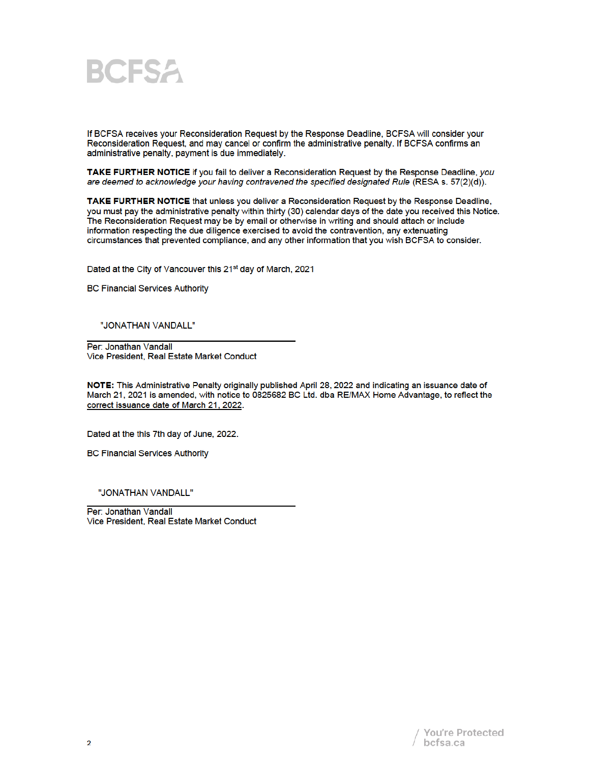If BCFSA receives your Reconsideration Request by the Response Deadline, BCFSA will consider your Reconsideration Request, and may cancel or confirm the administrative penalty. If BCFSA confirms an administrative penalty, payment is due immediately.

**TAKE FURTHER NOTICE** if you fail to deliver a Reconsideration Request by the Response Deadline, *you are deemed to acknowledge your having contravened the specified designated Rule* (RESA s. 57(2)(d)).

**TAKE FURTHER NOTICE** that unless you deliver a Reconsideration Request by the Response Deadline, you must pay the administrative penalty within thirty (30) calendar days of the date you received this Notice. The Reconsideration Request may be by email or otherwise in writing and should attach or include information respecting the due diligence exercised to avoid the contravention, any extenuating circumstances that prevented compliance, and any other information that you wish BCFSA to consider.

Dated at the City of Vancouver this 21st day of March, 2021

BC Financial Services Authority

"JONATHAN VANDALL"

Per: Jonathan Vandall
Vice President, Real Estate Market Conduct

**NOTE:** This Administrative Penalty originally published April 28, 2022 and indicating an issuance date of March 21, 2021 is amended, with notice to 0825682 BC Ltd. dba RE/MAX Home Advantage, to reflect the correct issuance date of March 21, 2022.

Dated at the this 7th day of June, 2022.

BC Financial Services Authority

"JONATHAN VANDALL"

Per: Jonathan Vandall
Vice President, Real Estate Market Conduct